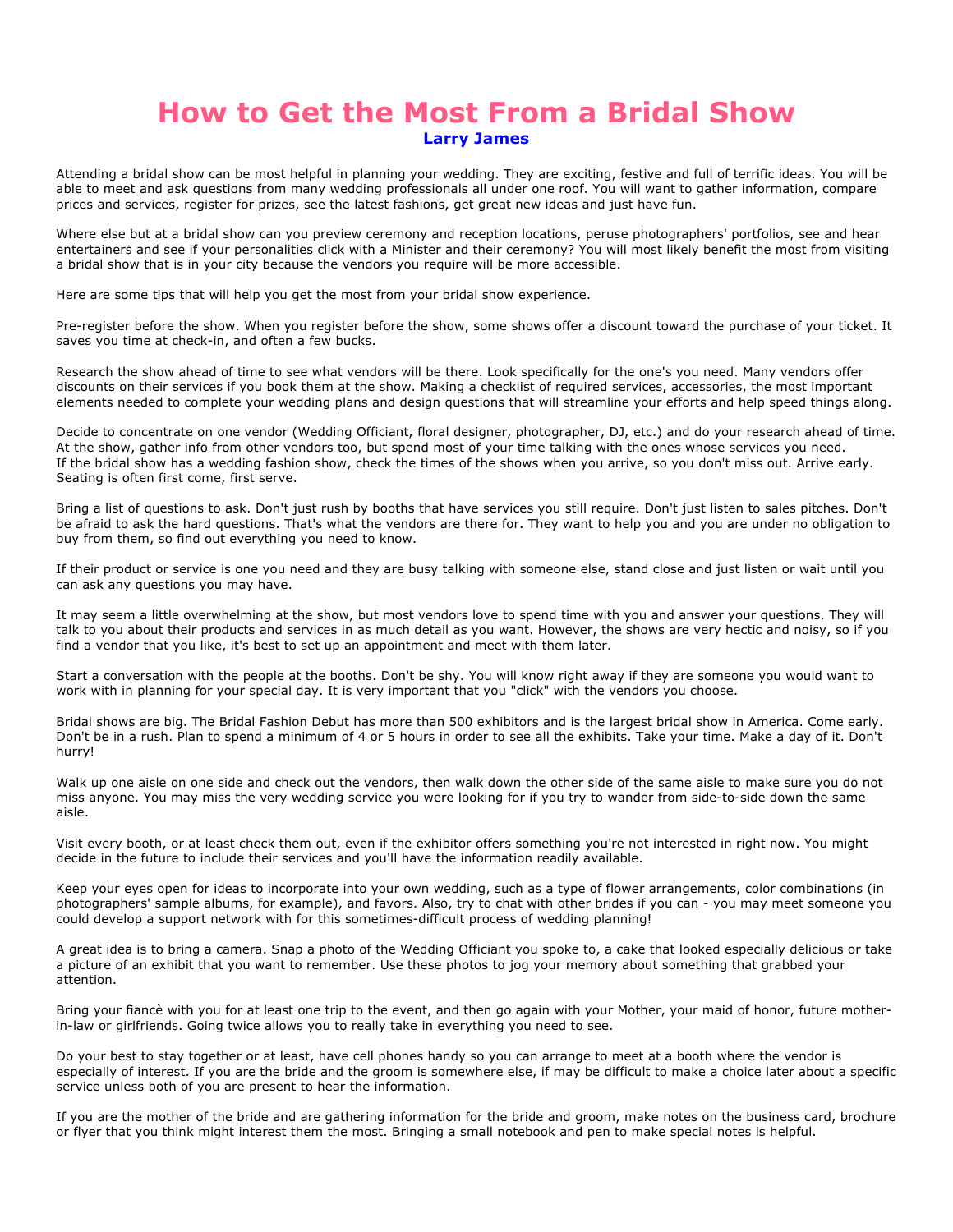# How to Get the Most From a Bridal Show

**Larry James**

Attending a bridal show can be most helpful in planning your wedding. They are exciting, festive and full of terrific ideas. You will be able to meet and ask questions from many wedding professionals all under one roof. You will want to gather information, compare prices and services, register for prizes, see the latest fashions, get great new ideas and just have fun.

Where else but at a bridal show can you preview ceremony and reception locations, peruse photographers' portfolios, see and hear entertainers and see if your personalities click with a Minister and their ceremony? You will most likely benefit the most from visiting a bridal show that is in your city because the vendors you require will be more accessible.

Here are some tips that will help you get the most from your bridal show experience.

Pre-register before the show. When you register before the show, some shows offer a discount toward the purchase of your ticket. It saves you time at check-in, and often a few bucks.

Research the show ahead of time to see what vendors will be there. Look specifically for the one's you need. Many vendors offer discounts on their services if you book them at the show. Making a checklist of required services, accessories, the most important elements needed to complete your wedding plans and design questions that will streamline your efforts and help speed things along.

Decide to concentrate on one vendor (Wedding Officiant, floral designer, photographer, DJ, etc.) and do your research ahead of time. At the show, gather info from other vendors too, but spend most of your time talking with the ones whose services you need. If the bridal show has a wedding fashion show, check the times of the shows when you arrive, so you don't miss out. Arrive early. Seating is often first come, first serve.

Bring a list of questions to ask. Don't just rush by booths that have services you still require. Don't just listen to sales pitches. Don't be afraid to ask the hard questions. That's what the vendors are there for. They want to help you and you are under no obligation to buy from them, so find out everything you need to know.

If their product or service is one you need and they are busy talking with someone else, stand close and just listen or wait until you can ask any questions you may have.

It may seem a little overwhelming at the show, but most vendors love to spend time with you and answer your questions. They will talk to you about their products and services in as much detail as you want. However, the shows are very hectic and noisy, so if you find a vendor that you like, it's best to set up an appointment and meet with them later.

Start a conversation with the people at the booths. Don't be shy. You will know right away if they are someone you would want to work with in planning for your special day. It is very important that you "click" with the vendors you choose.

Bridal shows are big. The Bridal Fashion Debut has more than 500 exhibitors and is the largest bridal show in America. Come early. Don't be in a rush. Plan to spend a minimum of 4 or 5 hours in order to see all the exhibits. Take your time. Make a day of it. Don't hurry!

Walk up one aisle on one side and check out the vendors, then walk down the other side of the same aisle to make sure you do not miss anyone. You may miss the very wedding service you were looking for if you try to wander from side-to-side down the same aisle.

Visit every booth, or at least check them out, even if the exhibitor offers something you're not interested in right now. You might decide in the future to include their services and you'll have the information readily available.

Keep your eyes open for ideas to incorporate into your own wedding, such as a type of flower arrangements, color combinations (in photographers' sample albums, for example), and favors. Also, try to chat with other brides if you can - you may meet someone you could develop a support network with for this sometimes-difficult process of wedding planning!

A great idea is to bring a camera. Snap a photo of the Wedding Officiant you spoke to, a cake that looked especially delicious or take a picture of an exhibit that you want to remember. Use these photos to jog your memory about something that grabbed your attention.

Bring your fiancè with you for at least one trip to the event, and then go again with your Mother, your maid of honor, future mother-in-law or girlfriends. Going twice allows you to really take in everything you need to see.

Do your best to stay together or at least, have cell phones handy so you can arrange to meet at a booth where the vendor is especially of interest. If you are the bride and the groom is somewhere else, if may be difficult to make a choice later about a specific service unless both of you are present to hear the information.

If you are the mother of the bride and are gathering information for the bride and groom, make notes on the business card, brochure or flyer that you think might interest them the most. Bringing a small notebook and pen to make special notes is helpful.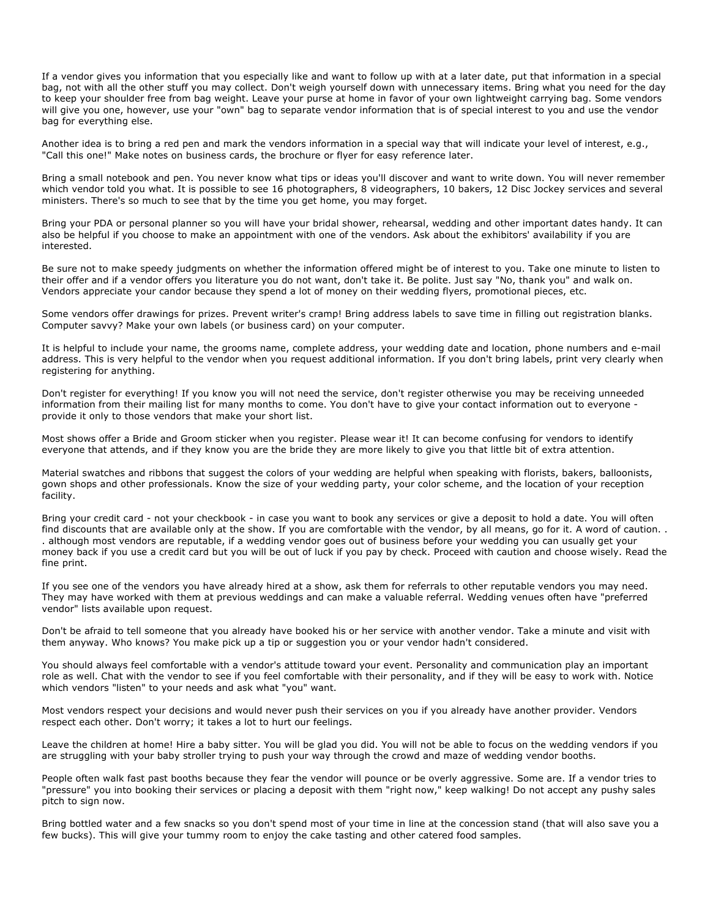If a vendor gives you information that you especially like and want to follow up with at a later date, put that information in a special bag, not with all the other stuff you may collect. Don't weigh yourself down with unnecessary items. Bring what you need for the day to keep your shoulder free from bag weight. Leave your purse at home in favor of your own lightweight carrying bag. Some vendors will give you one, however, use your "own" bag to separate vendor information that is of special interest to you and use the vendor bag for everything else.

Another idea is to bring a red pen and mark the vendors information in a special way that will indicate your level of interest, e.g., "Call this one!" Make notes on business cards, the brochure or flyer for easy reference later.

Bring a small notebook and pen. You never know what tips or ideas you'll discover and want to write down. You will never remember which vendor told you what. It is possible to see 16 photographers, 8 videographers, 10 bakers, 12 Disc Jockey services and several ministers. There's so much to see that by the time you get home, you may forget.

Bring your PDA or personal planner so you will have your bridal shower, rehearsal, wedding and other important dates handy. It can also be helpful if you choose to make an appointment with one of the vendors. Ask about the exhibitors' availability if you are interested.

Be sure not to make speedy judgments on whether the information offered might be of interest to you. Take one minute to listen to their offer and if a vendor offers you literature you do not want, don't take it. Be polite. Just say "No, thank you" and walk on. Vendors appreciate your candor because they spend a lot of money on their wedding flyers, promotional pieces, etc.

Some vendors offer drawings for prizes. Prevent writer's cramp! Bring address labels to save time in filling out registration blanks. Computer savvy? Make your own labels (or business card) on your computer.

It is helpful to include your name, the grooms name, complete address, your wedding date and location, phone numbers and e-mail address. This is very helpful to the vendor when you request additional information. If you don't bring labels, print very clearly when registering for anything.

Don't register for everything! If you know you will not need the service, don't register otherwise you may be receiving unneeded information from their mailing list for many months to come. You don't have to give your contact information out to everyone - provide it only to those vendors that make your short list.

Most shows offer a Bride and Groom sticker when you register. Please wear it! It can become confusing for vendors to identify everyone that attends, and if they know you are the bride they are more likely to give you that little bit of extra attention.

Material swatches and ribbons that suggest the colors of your wedding are helpful when speaking with florists, bakers, balloonists, gown shops and other professionals. Know the size of your wedding party, your color scheme, and the location of your reception facility.

Bring your credit card - not your checkbook - in case you want to book any services or give a deposit to hold a date. You will often find discounts that are available only at the show. If you are comfortable with the vendor, by all means, go for it. A word of caution. . . although most vendors are reputable, if a wedding vendor goes out of business before your wedding you can usually get your money back if you use a credit card but you will be out of luck if you pay by check. Proceed with caution and choose wisely. Read the fine print.

If you see one of the vendors you have already hired at a show, ask them for referrals to other reputable vendors you may need. They may have worked with them at previous weddings and can make a valuable referral. Wedding venues often have "preferred vendor" lists available upon request.

Don't be afraid to tell someone that you already have booked his or her service with another vendor. Take a minute and visit with them anyway. Who knows? You make pick up a tip or suggestion you or your vendor hadn't considered.

You should always feel comfortable with a vendor's attitude toward your event. Personality and communication play an important role as well. Chat with the vendor to see if you feel comfortable with their personality, and if they will be easy to work with. Notice which vendors "listen" to your needs and ask what "you" want.

Most vendors respect your decisions and would never push their services on you if you already have another provider. Vendors respect each other. Don't worry; it takes a lot to hurt our feelings.

Leave the children at home! Hire a baby sitter. You will be glad you did. You will not be able to focus on the wedding vendors if you are struggling with your baby stroller trying to push your way through the crowd and maze of wedding vendor booths.

People often walk fast past booths because they fear the vendor will pounce or be overly aggressive. Some are. If a vendor tries to "pressure" you into booking their services or placing a deposit with them "right now," keep walking! Do not accept any pushy sales pitch to sign now.

Bring bottled water and a few snacks so you don't spend most of your time in line at the concession stand (that will also save you a few bucks). This will give your tummy room to enjoy the cake tasting and other catered food samples.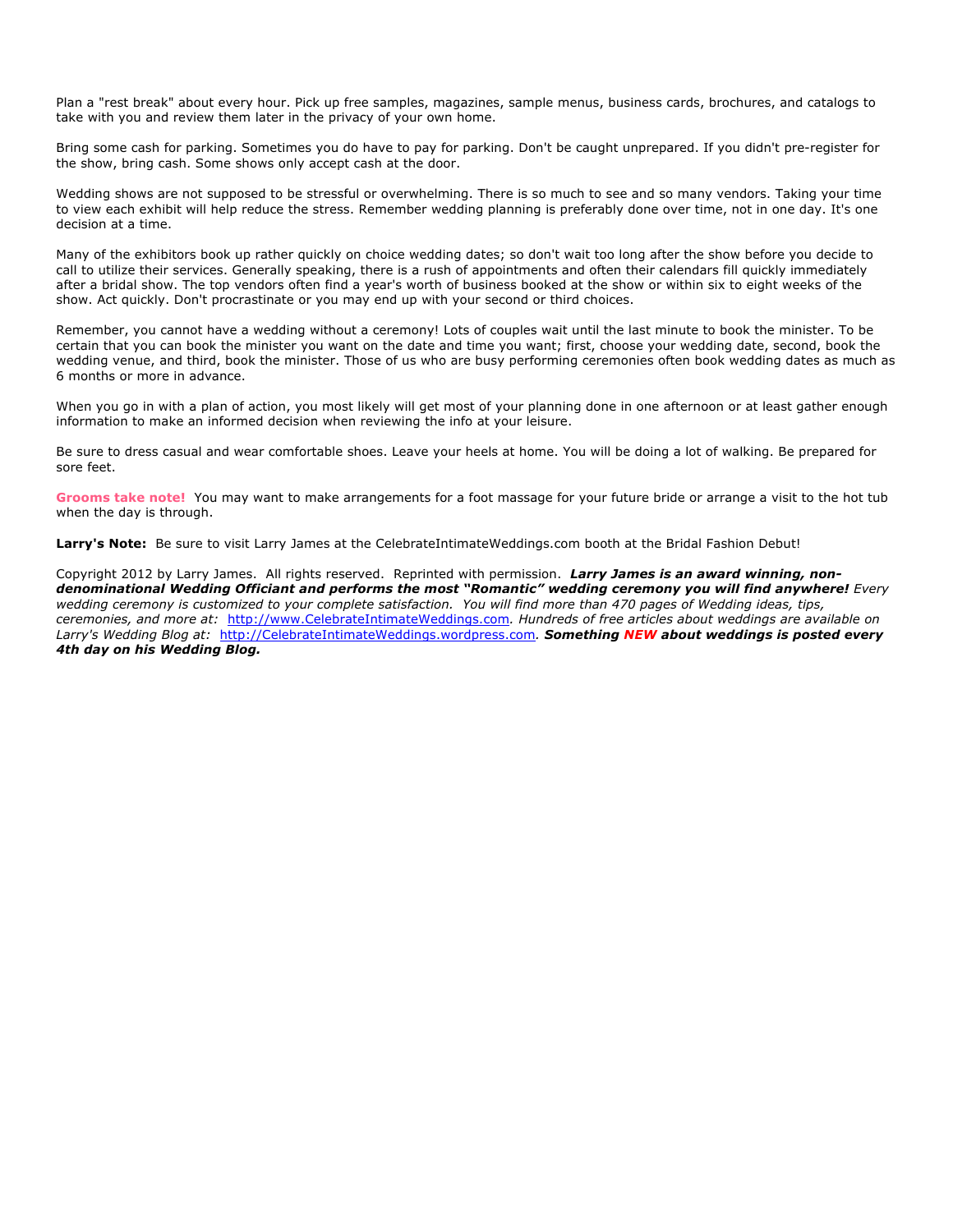Plan a "rest break" about every hour. Pick up free samples, magazines, sample menus, business cards, brochures, and catalogs to take with you and review them later in the privacy of your own home.

Bring some cash for parking. Sometimes you do have to pay for parking. Don't be caught unprepared. If you didn't pre-register for the show, bring cash. Some shows only accept cash at the door.

Wedding shows are not supposed to be stressful or overwhelming. There is so much to see and so many vendors. Taking your time to view each exhibit will help reduce the stress. Remember wedding planning is preferably done over time, not in one day. It's one decision at a time.

Many of the exhibitors book up rather quickly on choice wedding dates; so don't wait too long after the show before you decide to call to utilize their services. Generally speaking, there is a rush of appointments and often their calendars fill quickly immediately after a bridal show. The top vendors often find a year's worth of business booked at the show or within six to eight weeks of the show. Act quickly. Don't procrastinate or you may end up with your second or third choices.

Remember, you cannot have a wedding without a ceremony! Lots of couples wait until the last minute to book the minister. To be certain that you can book the minister you want on the date and time you want; first, choose your wedding date, second, book the wedding venue, and third, book the minister. Those of us who are busy performing ceremonies often book wedding dates as much as 6 months or more in advance.

When you go in with a plan of action, you most likely will get most of your planning done in one afternoon or at least gather enough information to make an informed decision when reviewing the info at your leisure.

Be sure to dress casual and wear comfortable shoes. Leave your heels at home. You will be doing a lot of walking. Be prepared for sore feet.

**Grooms take note!** You may want to make arrangements for a foot massage for your future bride or arrange a visit to the hot tub when the day is through.

**Larry's Note:** Be sure to visit Larry James at the CelebrateIntimateWeddings.com booth at the Bridal Fashion Debut!

Copyright 2012 by Larry James. All rights reserved. Reprinted with permission. ***Larry James is an award winning, non-denominational Wedding Officiant and performs the most "Romantic" wedding ceremony you will find anywhere!*** *Every wedding ceremony is customized to your complete satisfaction. You will find more than 470 pages of Wedding ideas, tips, ceremonies, and more at:* [http://www.CelebrateIntimateWeddings.com](http://www.CelebrateIntimateWeddings.com)*. Hundreds of free articles about weddings are available on Larry's Wedding Blog at:* [http://CelebrateIntimateWeddings.wordpress.com](http://CelebrateIntimateWeddings.wordpress.com)*.* ***Something NEW about weddings is posted every 4th day on his Wedding Blog.***